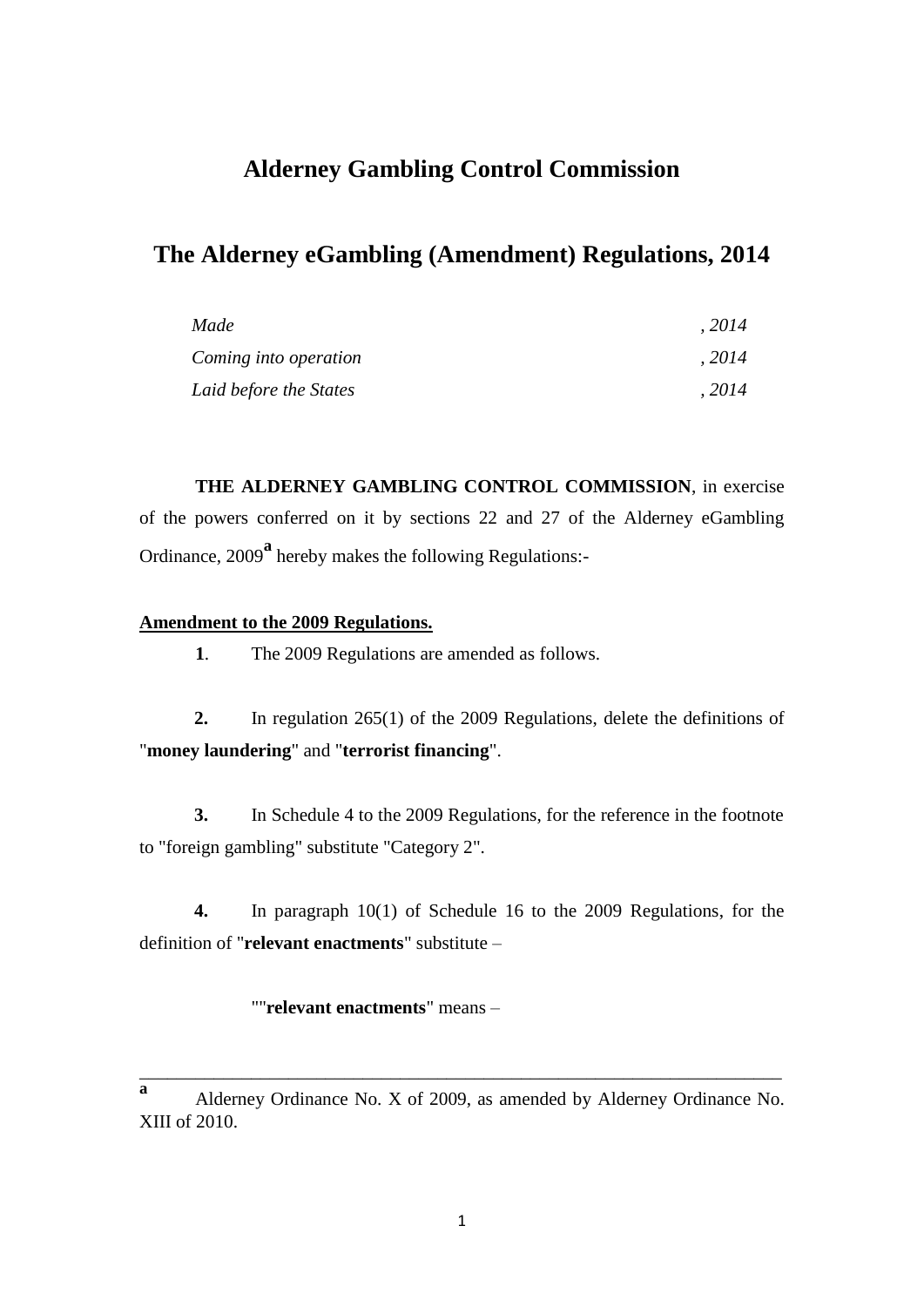# Alderney Gambling Control Commission

## The Alderney eGambling (Amendment) Regulations, 2014

| | |
|---|---|
| *Made* | *, 2014* |
| *Coming into operation* | *, 2014* |
| *Laid before the States* | *, 2014* |

**THE ALDERNEY GAMBLING CONTROL COMMISSION**, in exercise of the powers conferred on it by sections 22 and 27 of the Alderney eGambling Ordinance, 2009[a] hereby makes the following Regulations:-

**Amendment to the 2009 Regulations.**

**1**. The 2009 Regulations are amended as follows.

**2.** In regulation 265(1) of the 2009 Regulations, delete the definitions of "**money laundering**" and "**terrorist financing**".

**3.** In Schedule 4 to the 2009 Regulations, for the reference in the footnote to "foreign gambling" substitute "Category 2".

**4.** In paragraph 10(1) of Schedule 16 to the 2009 Regulations, for the definition of "**relevant enactments**" substitute –

""**relevant enactments**" means –

---

[a] Alderney Ordinance No. X of 2009, as amended by Alderney Ordinance No. XIII of 2010.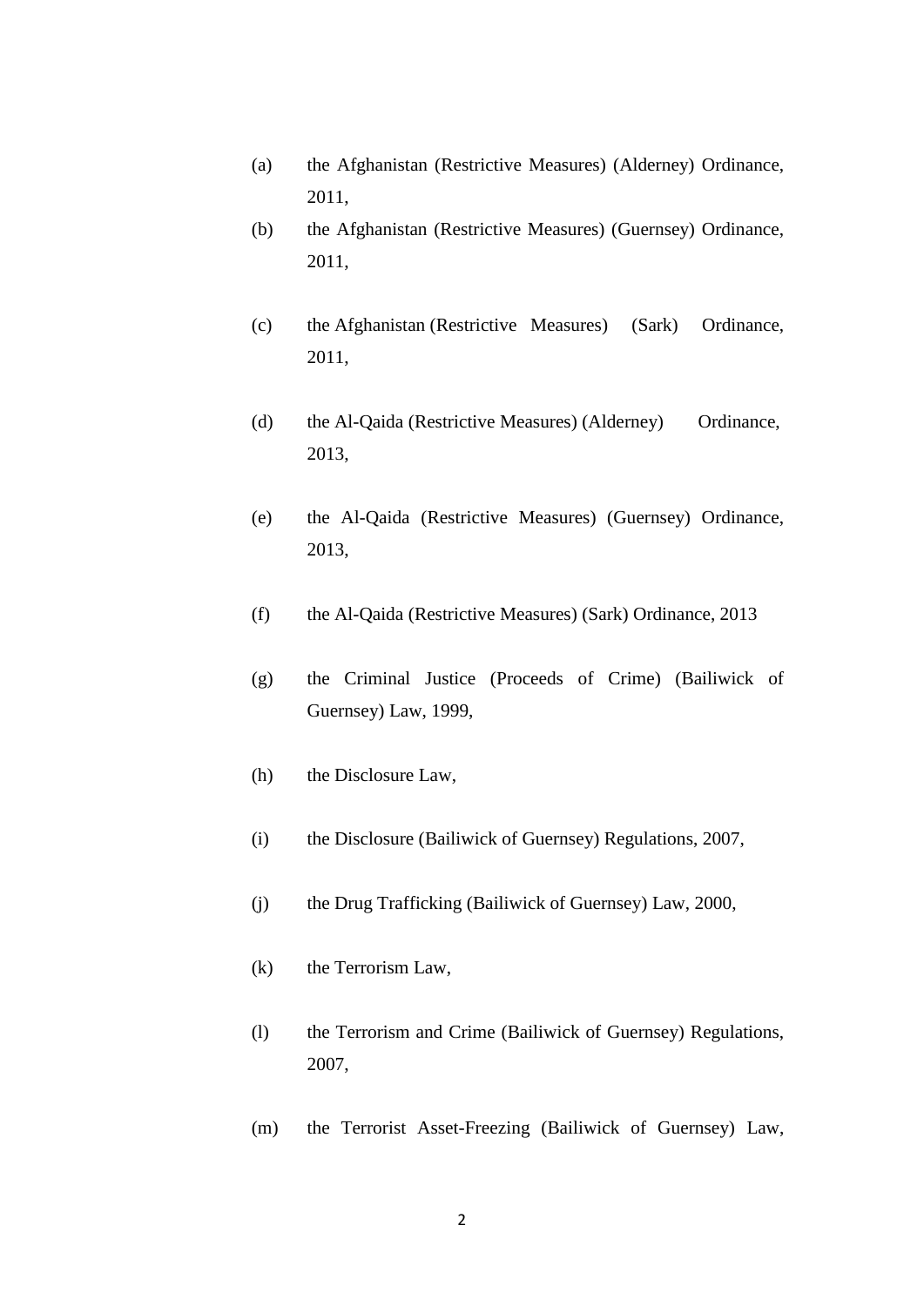(a) the Afghanistan (Restrictive Measures) (Alderney) Ordinance, 2011,

(b) the Afghanistan (Restrictive Measures) (Guernsey) Ordinance, 2011,

(c) the Afghanistan (Restrictive Measures) (Sark) Ordinance, 2011,

(d) the Al-Qaida (Restrictive Measures) (Alderney) Ordinance, 2013,

(e) the Al-Qaida (Restrictive Measures) (Guernsey) Ordinance, 2013,

(f) the Al-Qaida (Restrictive Measures) (Sark) Ordinance, 2013

(g) the Criminal Justice (Proceeds of Crime) (Bailiwick of Guernsey) Law, 1999,

(h) the Disclosure Law,

(i) the Disclosure (Bailiwick of Guernsey) Regulations, 2007,

(j) the Drug Trafficking (Bailiwick of Guernsey) Law, 2000,

(k) the Terrorism Law,

(l) the Terrorism and Crime (Bailiwick of Guernsey) Regulations, 2007,

(m) the Terrorist Asset-Freezing (Bailiwick of Guernsey) Law,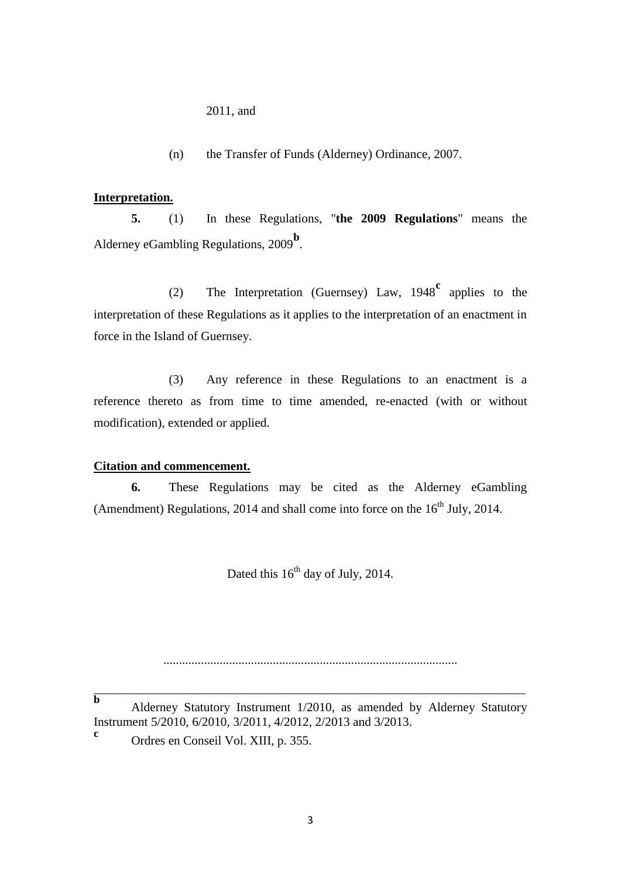2011, and

(n) the Transfer of Funds (Alderney) Ordinance, 2007.

**Interpretation.**

**5.** (1) In these Regulations, "**the 2009 Regulations**" means the Alderney eGambling Regulations, 2009[b].

(2) The Interpretation (Guernsey) Law, 1948[c] applies to the interpretation of these Regulations as it applies to the interpretation of an enactment in force in the Island of Guernsey.

(3) Any reference in these Regulations to an enactment is a reference thereto as from time to time amended, re-enacted (with or without modification), extended or applied.

**Citation and commencement.**

**6.** These Regulations may be cited as the Alderney eGambling (Amendment) Regulations, 2014 and shall come into force on the 16th July, 2014.

Dated this 16th day of July, 2014.

.............................................................................................

---

[b] Alderney Statutory Instrument 1/2010, as amended by Alderney Statutory Instrument 5/2010, 6/2010, 3/2011, 4/2012, 2/2013 and 3/2013.

[c] Ordres en Conseil Vol. XIII, p. 355.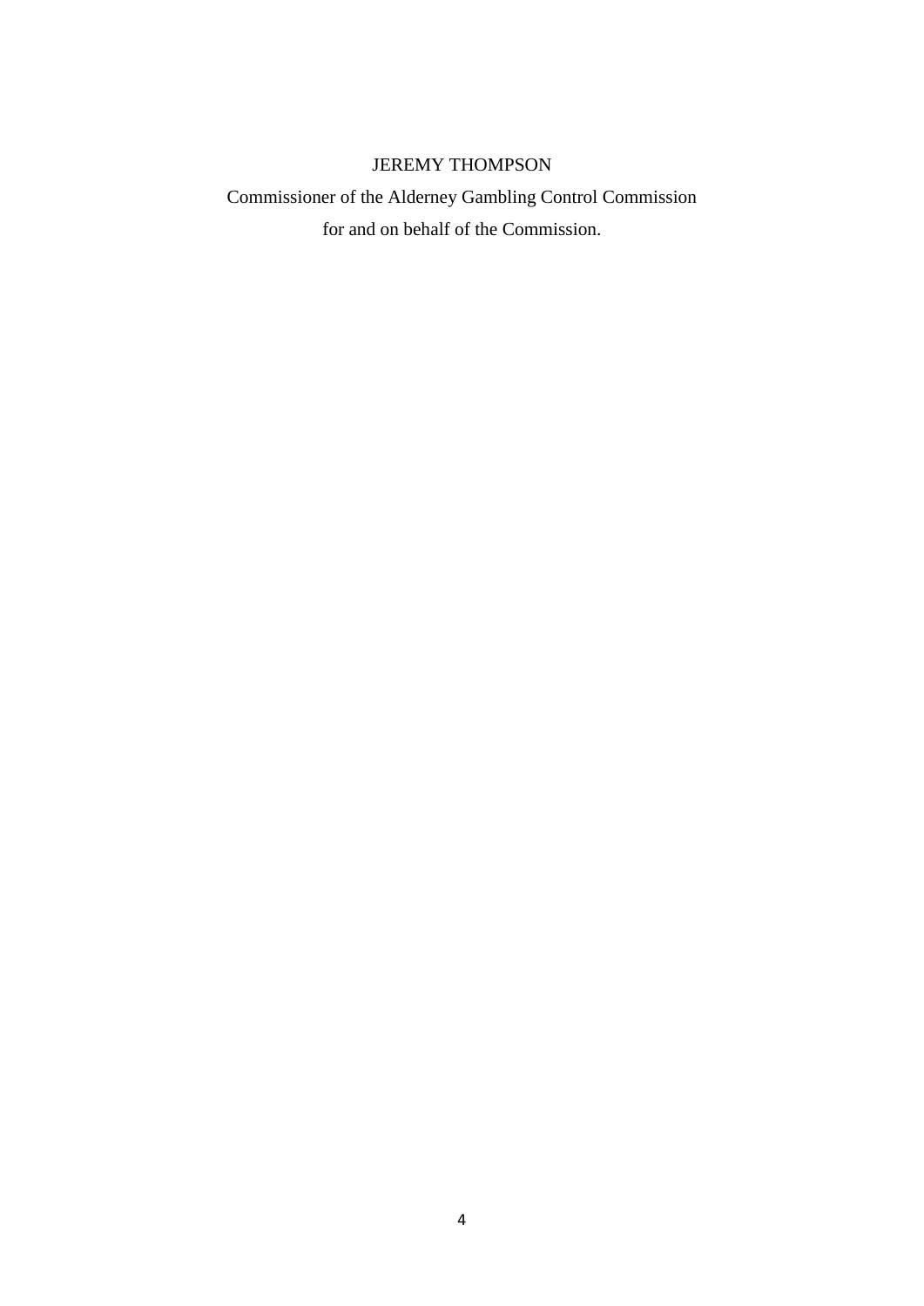JEREMY THOMPSON

Commissioner of the Alderney Gambling Control Commission

for and on behalf of the Commission.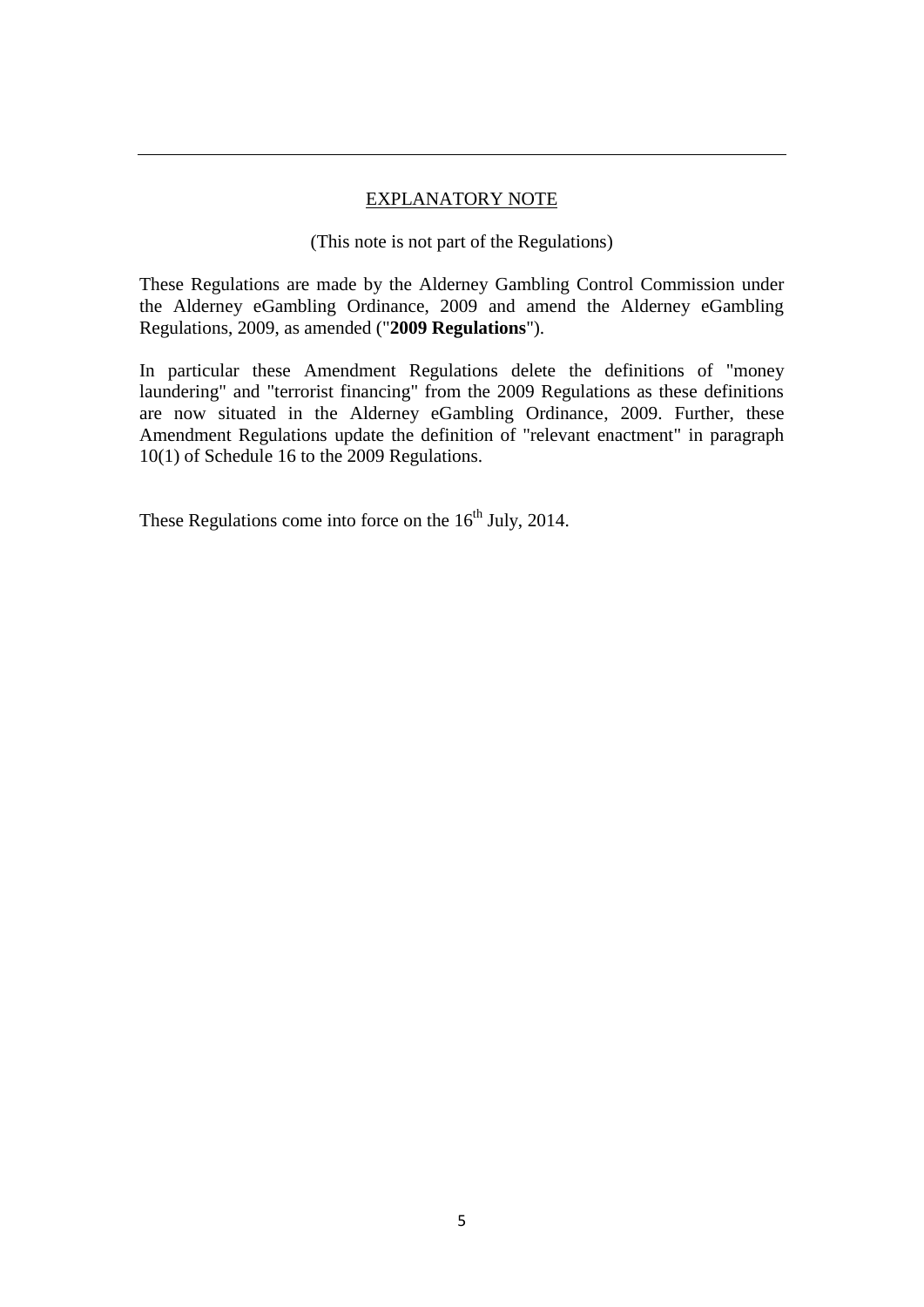---

## EXPLANATORY NOTE

(This note is not part of the Regulations)

These Regulations are made by the Alderney Gambling Control Commission under the Alderney eGambling Ordinance, 2009 and amend the Alderney eGambling Regulations, 2009, as amended ("**2009 Regulations**").

In particular these Amendment Regulations delete the definitions of "money laundering" and "terrorist financing" from the 2009 Regulations as these definitions are now situated in the Alderney eGambling Ordinance, 2009. Further, these Amendment Regulations update the definition of "relevant enactment" in paragraph 10(1) of Schedule 16 to the 2009 Regulations.

These Regulations come into force on the 16th July, 2014.